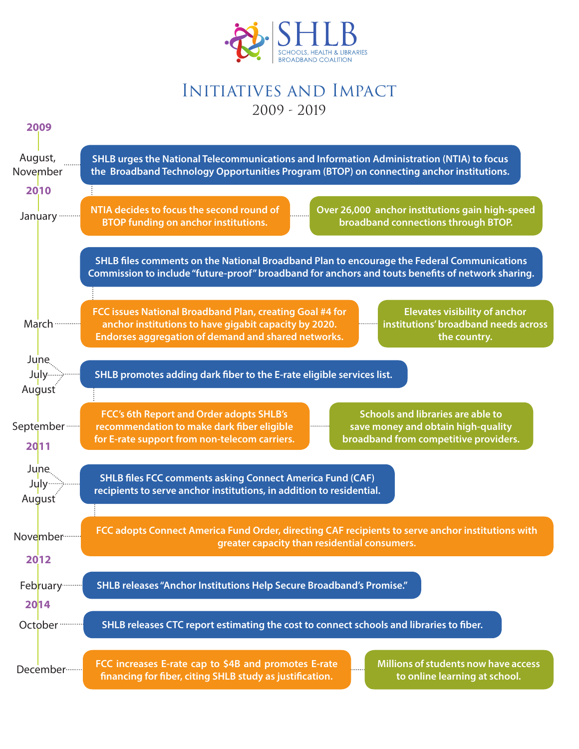# SHLB

SCHOOLS, HEALTH & LIBRARIES BROADBAND COALITION

## Initiatives and Impact

2009 - 2019

### 2009

**August, November**

- SHLB urges the National Telecommunications and Information Administration (NTIA) to focus the Broadband Technology Opportunities Program (BTOP) on connecting anchor institutions.

### 2010

**January**

- NTIA decides to focus the second round of BTOP funding on anchor institutions.
  - Over 26,000 anchor institutions gain high-speed broadband connections through BTOP.
- SHLB files comments on the National Broadband Plan to encourage the Federal Communications Commission to include "future-proof" broadband for anchors and touts benefits of network sharing.

**March**

- FCC issues National Broadband Plan, creating Goal #4 for anchor institutions to have gigabit capacity by 2020. Endorses aggregation of demand and shared networks.
  - Elevates visibility of anchor institutions' broadband needs across the country.

**June, July, August**

- SHLB promotes adding dark fiber to the E-rate eligible services list.

**September**

- FCC's 6th Report and Order adopts SHLB's recommendation to make dark fiber eligible for E-rate support from non-telecom carriers.
  - Schools and libraries are able to save money and obtain high-quality broadband from competitive providers.

### 2011

**June, July, August**

- SHLB files FCC comments asking Connect America Fund (CAF) recipients to serve anchor institutions, in addition to residential.

**November**

- FCC adopts Connect America Fund Order, directing CAF recipients to serve anchor institutions with greater capacity than residential consumers.

### 2012

**February**

- SHLB releases "Anchor Institutions Help Secure Broadband's Promise."

### 2014

**October**

- SHLB releases CTC report estimating the cost to connect schools and libraries to fiber.

**December**

- FCC increases E-rate cap to $4B and promotes E-rate financing for fiber, citing SHLB study as justification.
  - Millions of students now have access to online learning at school.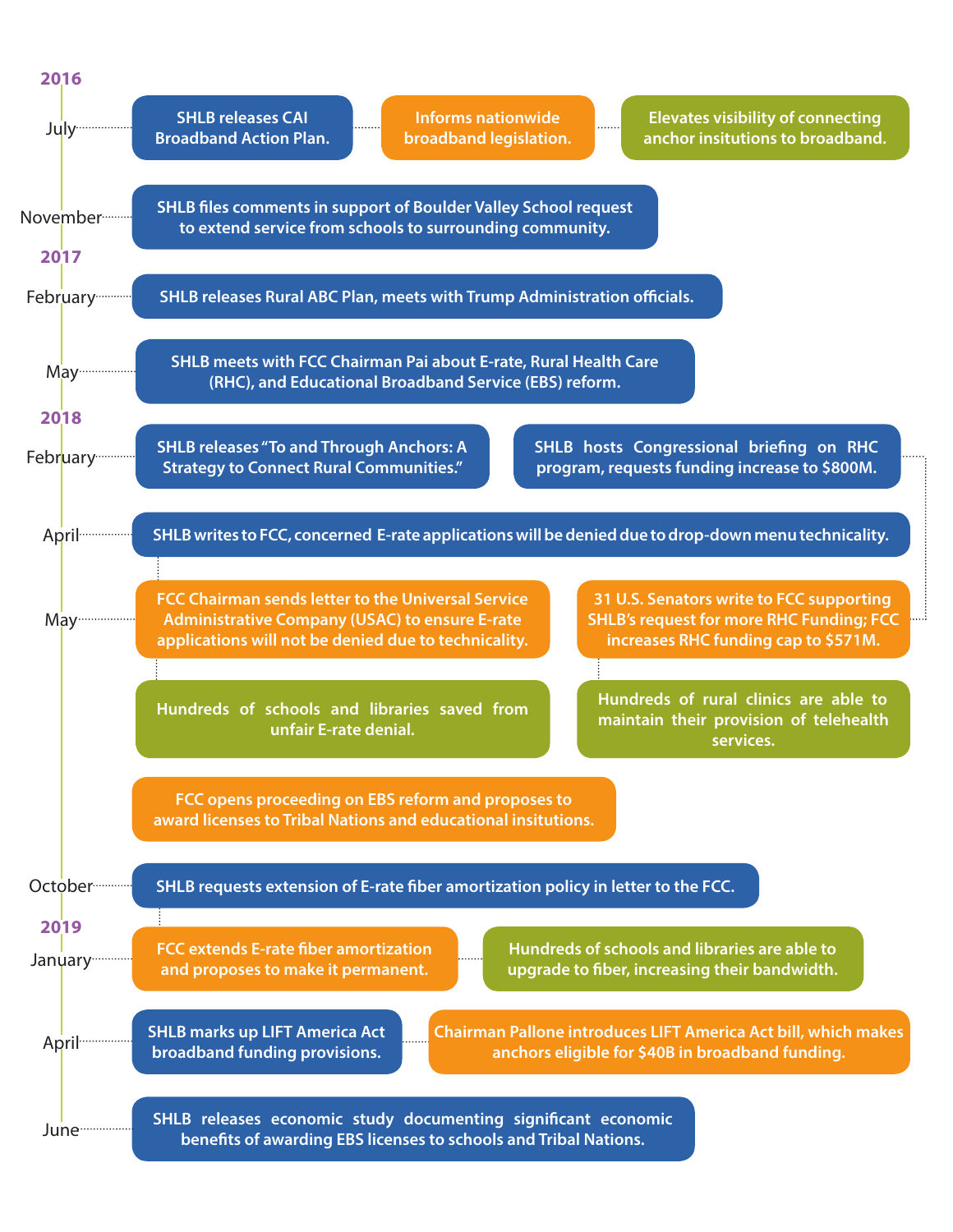## 2016

**July**

- SHLB releases CAI Broadband Action Plan.
- Informs nationwide broadband legislation.
- Elevates visibility of connecting anchor insitutions to broadband.

**November**

- SHLB files comments in support of Boulder Valley School request to extend service from schools to surrounding community.

## 2017

**February**

- SHLB releases Rural ABC Plan, meets with Trump Administration officials.

**May**

- SHLB meets with FCC Chairman Pai about E-rate, Rural Health Care (RHC), and Educational Broadband Service (EBS) reform.

## 2018

**February**

- SHLB releases "To and Through Anchors: A Strategy to Connect Rural Communities."
- SHLB hosts Congressional briefing on RHC program, requests funding increase to $800M.

**April**

- SHLB writes to FCC, concerned E-rate applications will be denied due to drop-down menu technicality.

**May**

- FCC Chairman sends letter to the Universal Service Administrative Company (USAC) to ensure E-rate applications will not be denied due to technicality.
- 31 U.S. Senators write to FCC supporting SHLB's request for more RHC Funding; FCC increases RHC funding cap to $571M.
- Hundreds of schools and libraries saved from unfair E-rate denial.
- Hundreds of rural clinics are able to maintain their provision of telehealth services.
- FCC opens proceeding on EBS reform and proposes to award licenses to Tribal Nations and educational insitutions.

**October**

- SHLB requests extension of E-rate fiber amortization policy in letter to the FCC.

## 2019

**January**

- FCC extends E-rate fiber amortization and proposes to make it permanent.
- Hundreds of schools and libraries are able to upgrade to fiber, increasing their bandwidth.

**April**

- SHLB marks up LIFT America Act broadband funding provisions.
- Chairman Pallone introduces LIFT America Act bill, which makes anchors eligible for $40B in broadband funding.

**June**

- SHLB releases economic study documenting significant economic benefits of awarding EBS licenses to schools and Tribal Nations.